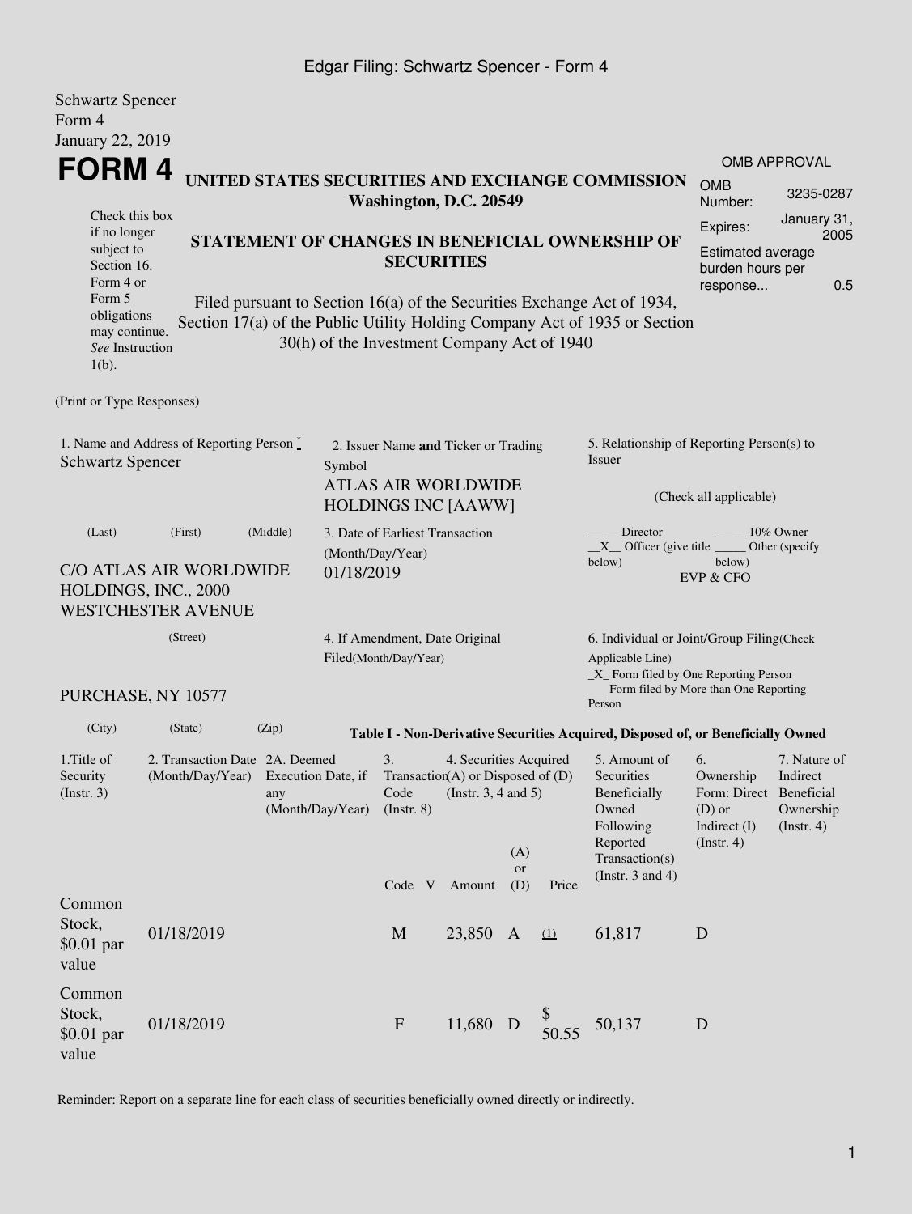Schwartz Spencer
Form 4
January 22, 2019

# FORM 4

**UNITED STATES SECURITIES AND EXCHANGE COMMISSION**
**Washington, D.C. 20549**

Check this box if no longer subject to Section 16. Form 4 or Form 5 obligations may continue. *See* Instruction 1(b).

## STATEMENT OF CHANGES IN BENEFICIAL OWNERSHIP OF SECURITIES

Filed pursuant to Section 16(a) of the Securities Exchange Act of 1934, Section 17(a) of the Public Utility Holding Company Act of 1935 or Section 30(h) of the Investment Company Act of 1940

| OMB APPROVAL | |
|---|---|
| OMB Number: | 3235-0287 |
| Expires: | January 31, 2005 |
| Estimated average burden hours per response... | 0.5 |

(Print or Type Responses)

1. Name and Address of Reporting Person *
Schwartz Spencer

(Last) (First) (Middle)

C/O ATLAS AIR WORLDWIDE HOLDINGS, INC., 2000 WESTCHESTER AVENUE

(Street)

PURCHASE, NY 10577

(City) (State) (Zip)

2. Issuer Name **and** Ticker or Trading Symbol
ATLAS AIR WORLDWIDE HOLDINGS INC [AAWW]

3. Date of Earliest Transaction (Month/Day/Year)
01/18/2019

4. If Amendment, Date Original Filed(Month/Day/Year)

5. Relationship of Reporting Person(s) to Issuer
(Check all applicable)
_____ Director _____ 10% Owner
__X__ Officer (give title below) _____ Other (specify below)
EVP & CFO

6. Individual or Joint/Group Filing(Check Applicable Line)
_X_ Form filed by One Reporting Person
___ Form filed by More than One Reporting Person

**Table I - Non-Derivative Securities Acquired, Disposed of, or Beneficially Owned**

| 1.Title of Security (Instr. 3) | 2. Transaction Date (Month/Day/Year) | 2A. Deemed Execution Date, if any (Month/Day/Year) | 3. Transaction Code (Instr. 8) | | 4. Securities Acquired (A) or Disposed of (D) (Instr. 3, 4 and 5) | | | 5. Amount of Securities Beneficially Owned Following Reported Transaction(s) (Instr. 3 and 4) | 6. Ownership Form: Direct (D) or Indirect (I) (Instr. 4) | 7. Nature of Indirect Beneficial Ownership (Instr. 4) |
|---|---|---|---|---|---|---|---|---|---|---|
| | | | Code | V | Amount | (A) or (D) | Price | | | |
| Common Stock, $0.01 par value | 01/18/2019 | | M | | 23,850 | A | (1) | 61,817 | D | |
| Common Stock, $0.01 par value | 01/18/2019 | | F | | 11,680 | D | $ 50.55 | 50,137 | D | |

Reminder: Report on a separate line for each class of securities beneficially owned directly or indirectly.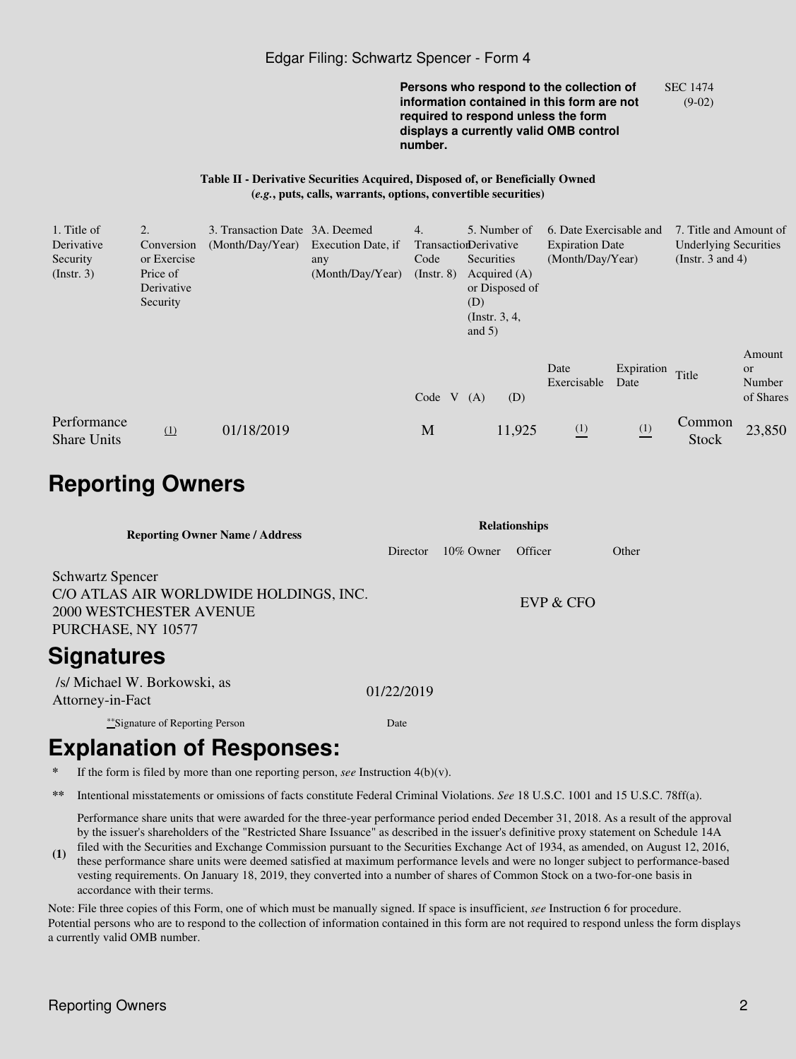**Persons who respond to the collection of information contained in this form are not required to respond unless the form displays a currently valid OMB control number.**

SEC 1474 (9-02)

**Table II - Derivative Securities Acquired, Disposed of, or Beneficially Owned (*e.g.*, puts, calls, warrants, options, convertible securities)**

| 1. Title of Derivative Security (Instr. 3) | 2. Conversion or Exercise Price of Derivative Security | 3. Transaction Date (Month/Day/Year) | 3A. Deemed Execution Date, if any (Month/Day/Year) | 4. Transaction Code (Instr. 8) | | 5. Number of Derivative Securities Acquired (A) or Disposed of (D) (Instr. 3, 4, and 5) | | 6. Date Exercisable and Expiration Date (Month/Day/Year) | | 7. Title and Amount of Underlying Securities (Instr. 3 and 4) | |
|---|---|---|---|---|---|---|---|---|---|---|---|
| | | | | Code | V | (A) | (D) | Date Exercisable | Expiration Date | Title | Amount or Number of Shares |
| Performance Share Units | (1) | 01/18/2019 | | M | | | 11,925 | (1) | (1) | Common Stock | 23,850 |

## Reporting Owners

| Reporting Owner Name / Address | Relationships | | | |
|---|---|---|---|---|
| | Director | 10% Owner | Officer | Other |
| Schwartz Spencer<br>C/O ATLAS AIR WORLDWIDE HOLDINGS, INC.<br>2000 WESTCHESTER AVENUE<br>PURCHASE, NY 10577 | | | EVP & CFO | |

## Signatures

| | |
|---|---|
| /s/ Michael W. Borkowski, as Attorney-in-Fact | 01/22/2019 |
| **Signature of Reporting Person | Date |

## Explanation of Responses:

- \* If the form is filed by more than one reporting person, *see* Instruction 4(b)(v).
- \*\* Intentional misstatements or omissions of facts constitute Federal Criminal Violations. *See* 18 U.S.C. 1001 and 15 U.S.C. 78ff(a).
- **(1)** Performance share units that were awarded for the three-year performance period ended December 31, 2018. As a result of the approval by the issuer's shareholders of the "Restricted Share Issuance" as described in the issuer's definitive proxy statement on Schedule 14A filed with the Securities and Exchange Commission pursuant to the Securities Exchange Act of 1934, as amended, on August 12, 2016, these performance share units were deemed satisfied at maximum performance levels and were no longer subject to performance-based vesting requirements. On January 18, 2019, they converted into a number of shares of Common Stock on a two-for-one basis in accordance with their terms.

Note: File three copies of this Form, one of which must be manually signed. If space is insufficient, *see* Instruction 6 for procedure.
Potential persons who are to respond to the collection of information contained in this form are not required to respond unless the form displays a currently valid OMB number.